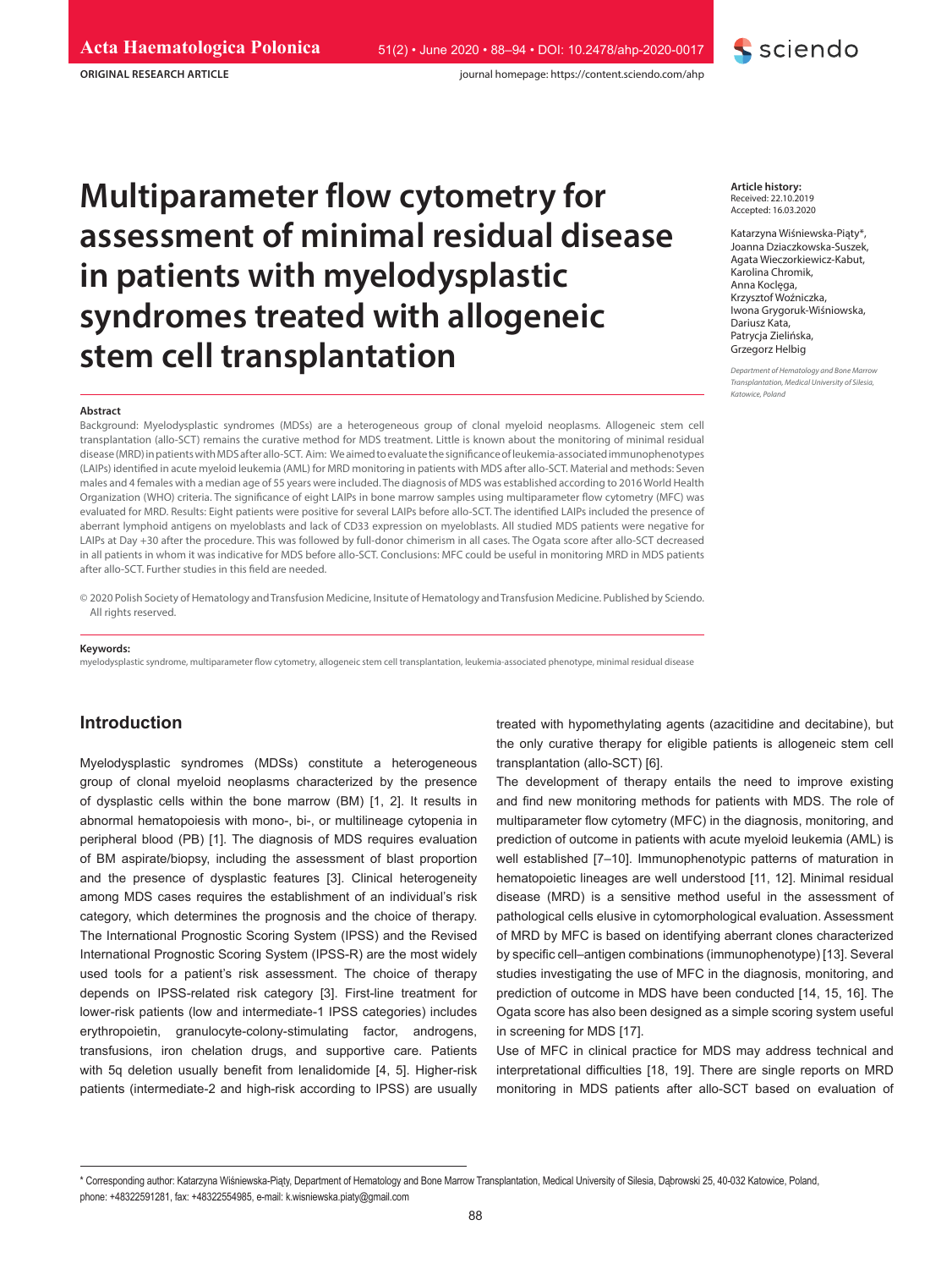ORIGINAL RESEARCH ARTICLE

# Multiparameter flow cytometry for assessment of minimal residual disease in patients with myelodysplastic syndromes treated with allogeneic stem cell transplantation

**Article history:**
Received: 22.10.2019
Accepted: 16.03.2020

Katarzyna Wiśniewska-Piąty*, Joanna Dziaczkowska-Suszek, Agata Wieczorkiewicz-Kabut, Karolina Chromik, Anna Koclęga, Krzysztof Woźniczka, Iwona Grygoruk-Wiśniowska, Dariusz Kata, Patrycja Zielińska, Grzegorz Helbig

*Department of Hematology and Bone Marrow Transplantation, Medical University of Silesia, Katowice, Poland*

### Abstract

Background: Myelodysplastic syndromes (MDSs) are a heterogeneous group of clonal myeloid neoplasms. Allogeneic stem cell transplantation (allo-SCT) remains the curative method for MDS treatment. Little is known about the monitoring of minimal residual disease (MRD) in patients with MDS after allo-SCT. Aim: We aimed to evaluate the significance of leukemia-associated immunophenotypes (LAIPs) identified in acute myeloid leukemia (AML) for MRD monitoring in patients with MDS after allo-SCT. Material and methods: Seven males and 4 females with a median age of 55 years were included. The diagnosis of MDS was established according to 2016 World Health Organization (WHO) criteria. The significance of eight LAIPs in bone marrow samples using multiparameter flow cytometry (MFC) was evaluated for MRD. Results: Eight patients were positive for several LAIPs before allo-SCT. The identified LAIPs included the presence of aberrant lymphoid antigens on myeloblasts and lack of CD33 expression on myeloblasts. All studied MDS patients were negative for LAIPs at Day +30 after the procedure. This was followed by full-donor chimerism in all cases. The Ogata score after allo-SCT decreased in all patients in whom it was indicative for MDS before allo-SCT. Conclusions: MFC could be useful in monitoring MRD in MDS patients after allo-SCT. Further studies in this field are needed.

© 2020 Polish Society of Hematology and Transfusion Medicine, Insitute of Hematology and Transfusion Medicine. Published by Sciendo. All rights reserved.

**Keywords:**
myelodysplastic syndrome, multiparameter flow cytometry, allogeneic stem cell transplantation, leukemia-associated phenotype, minimal residual disease

## Introduction

Myelodysplastic syndromes (MDSs) constitute a heterogeneous group of clonal myeloid neoplasms characterized by the presence of dysplastic cells within the bone marrow (BM) [1, 2]. It results in abnormal hematopoiesis with mono-, bi-, or multilineage cytopenia in peripheral blood (PB) [1]. The diagnosis of MDS requires evaluation of BM aspirate/biopsy, including the assessment of blast proportion and the presence of dysplastic features [3]. Clinical heterogeneity among MDS cases requires the establishment of an individual's risk category, which determines the prognosis and the choice of therapy. The International Prognostic Scoring System (IPSS) and the Revised International Prognostic Scoring System (IPSS-R) are the most widely used tools for a patient's risk assessment. The choice of therapy depends on IPSS-related risk category [3]. First-line treatment for lower-risk patients (low and intermediate-1 IPSS categories) includes erythropoietin, granulocyte-colony-stimulating factor, androgens, transfusions, iron chelation drugs, and supportive care. Patients with 5q deletion usually benefit from lenalidomide [4, 5]. Higher-risk patients (intermediate-2 and high-risk according to IPSS) are usually treated with hypomethylating agents (azacitidine and decitabine), but the only curative therapy for eligible patients is allogeneic stem cell transplantation (allo-SCT) [6].

The development of therapy entails the need to improve existing and find new monitoring methods for patients with MDS. The role of multiparameter flow cytometry (MFC) in the diagnosis, monitoring, and prediction of outcome in patients with acute myeloid leukemia (AML) is well established [7–10]. Immunophenotypic patterns of maturation in hematopoietic lineages are well understood [11, 12]. Minimal residual disease (MRD) is a sensitive method useful in the assessment of pathological cells elusive in cytomorphological evaluation. Assessment of MRD by MFC is based on identifying aberrant clones characterized by specific cell–antigen combinations (immunophenotype) [13]. Several studies investigating the use of MFC in the diagnosis, monitoring, and prediction of outcome in MDS have been conducted [14, 15, 16]. The Ogata score has also been designed as a simple scoring system useful in screening for MDS [17].

Use of MFC in clinical practice for MDS may address technical and interpretational difficulties [18, 19]. There are single reports on MRD monitoring in MDS patients after allo-SCT based on evaluation of

* Corresponding author: Katarzyna Wiśniewska-Piąty, Department of Hematology and Bone Marrow Transplantation, Medical University of Silesia, Dąbrowski 25, 40-032 Katowice, Poland, phone: +48322591281, fax: +48322554985, e-mail: k.wisniewska.piaty@gmail.com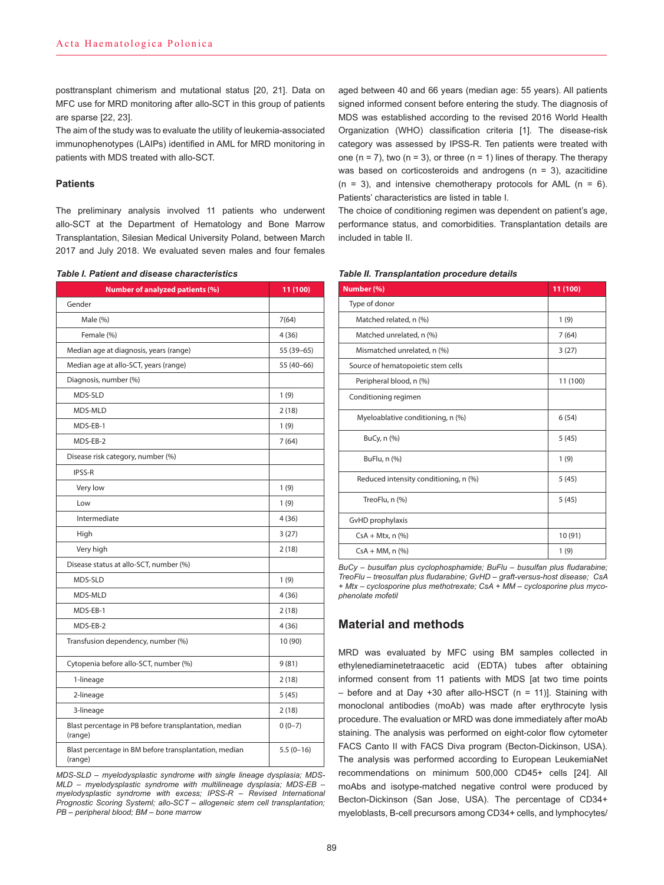posttransplant chimerism and mutational status [20, 21]. Data on MFC use for MRD monitoring after allo-SCT in this group of patients are sparse [22, 23].

The aim of the study was to evaluate the utility of leukemia-associated immunophenotypes (LAIPs) identified in AML for MRD monitoring in patients with MDS treated with allo-SCT.

## Patients

The preliminary analysis involved 11 patients who underwent allo-SCT at the Department of Hematology and Bone Marrow Transplantation, Silesian Medical University Poland, between March 2017 and July 2018. We evaluated seven males and four females aged between 40 and 66 years (median age: 55 years). All patients signed informed consent before entering the study. The diagnosis of MDS was established according to the revised 2016 World Health Organization (WHO) classification criteria [1]. The disease-risk category was assessed by IPSS-R. Ten patients were treated with one (n = 7), two (n = 3), or three (n = 1) lines of therapy. The therapy was based on corticosteroids and androgens (n = 3), azacitidine (n = 3), and intensive chemotherapy protocols for AML (n = 6). Patients' characteristics are listed in table I.

The choice of conditioning regimen was dependent on patient's age, performance status, and comorbidities. Transplantation details are included in table II.

***Table I. Patient and disease characteristics***

| Number of analyzed patients (%) | 11 (100) |
|---|---|
| Gender | |
| Male (%) | 7(64) |
| Female (%) | 4 (36) |
| Median age at diagnosis, years (range) | 55 (39–65) |
| Median age at allo-SCT, years (range) | 55 (40–66) |
| Diagnosis, number (%) | |
| MDS-SLD | 1 (9) |
| MDS-MLD | 2 (18) |
| MDS-EB-1 | 1 (9) |
| MDS-EB-2 | 7 (64) |
| Disease risk category, number (%) | |
| IPSS-R | |
| Very low | 1 (9) |
| Low | 1 (9) |
| Intermediate | 4 (36) |
| High | 3 (27) |
| Very high | 2 (18) |
| Disease status at allo-SCT, number (%) | |
| MDS-SLD | 1 (9) |
| MDS-MLD | 4 (36) |
| MDS-EB-1 | 2 (18) |
| MDS-EB-2 | 4 (36) |
| Transfusion dependency, number (%) | 10 (90) |
| Cytopenia before allo-SCT, number (%) | 9 (81) |
| 1-lineage | 2 (18) |
| 2-lineage | 5 (45) |
| 3-lineage | 2 (18) |
| Blast percentage in PB before transplantation, median (range) | 0 (0–7) |
| Blast percentage in BM before transplantation, median (range) | 5.5 (0–16) |

*MDS-SLD – myelodysplastic syndrome with single lineage dysplasia; MDS-MLD – myelodysplastic syndrome with multilineage dysplasia; MDS-EB – myelodysplastic syndrome with excess; IPSS-R – Revised International Prognostic Scoring Systeml; allo-SCT – allogeneic stem cell transplantation; PB – peripheral blood; BM – bone marrow*

***Table II. Transplantation procedure details***

| Number (%) | 11 (100) |
|---|---|
| Type of donor | |
| Matched related, n (%) | 1 (9) |
| Matched unrelated, n (%) | 7 (64) |
| Mismatched unrelated, n (%) | 3 (27) |
| Source of hematopoietic stem cells | |
| Peripheral blood, n (%) | 11 (100) |
| Conditioning regimen | |
| Myeloablative conditioning, n (%) | 6 (54) |
| BuCy, n (%) | 5 (45) |
| BuFlu, n (%) | 1 (9) |
| Reduced intensity conditioning, n (%) | 5 (45) |
| TreoFlu, n (%) | 5 (45) |
| GvHD prophylaxis | |
| CsA + Mtx, n (%) | 10 (91) |
| CsA + MM, n (%) | 1 (9) |

*BuCy – busulfan plus cyclophosphamide; BuFlu – busulfan plus fludarabine; TreoFlu – treosulfan plus fludarabine; GvHD – graft-versus-host disease; CsA + Mtx – cyclosporine plus methotrexate; CsA + MM – cyclosporine plus mycophenolate mofetil*

## Material and methods

MRD was evaluated by MFC using BM samples collected in ethylenediaminetetraacetic acid (EDTA) tubes after obtaining informed consent from 11 patients with MDS [at two time points – before and at Day +30 after allo-HSCT (n = 11)]. Staining with monoclonal antibodies (moAb) was made after erythrocyte lysis procedure. The evaluation or MRD was done immediately after moAb staining. The analysis was performed on eight-color flow cytometer FACS Canto II with FACS Diva program (Becton-Dickinson, USA). The analysis was performed according to European LeukemiaNet recommendations on minimum 500,000 CD45+ cells [24]. All moAbs and isotype-matched negative control were produced by Becton-Dickinson (San Jose, USA). The percentage of CD34+ myeloblasts, B-cell precursors among CD34+ cells, and lymphocytes/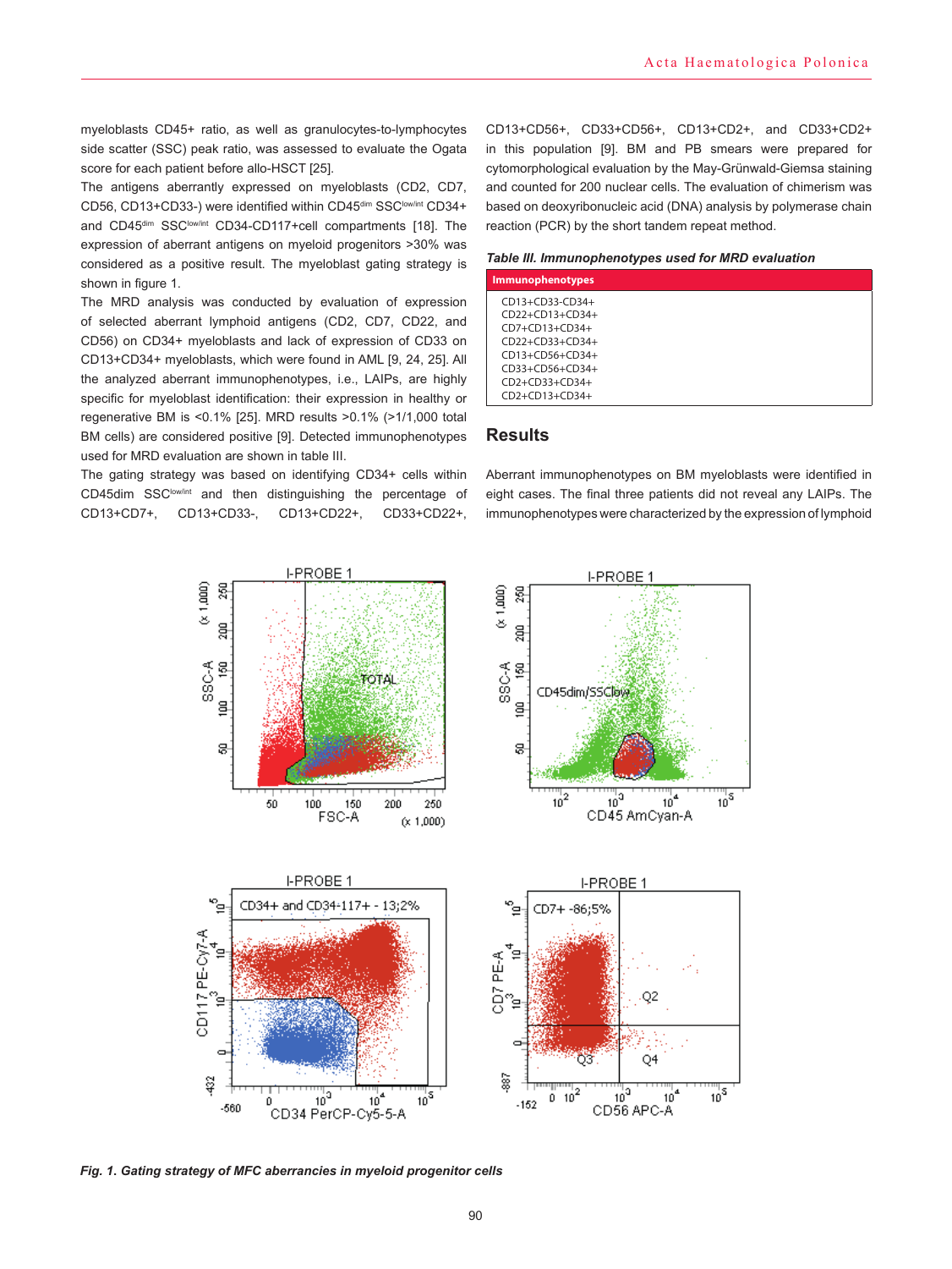myeloblasts CD45+ ratio, as well as granulocytes-to-lymphocytes side scatter (SSC) peak ratio, was assessed to evaluate the Ogata score for each patient before allo-HSCT [25].

The antigens aberrantly expressed on myeloblasts (CD2, CD7, CD56, CD13+CD33-) were identified within CD45$^{dim}$ SSC$^{low/int}$ CD34+ and CD45$^{dim}$ SSC$^{low/int}$ CD34-CD117+cell compartments [18]. The expression of aberrant antigens on myeloid progenitors >30% was considered as a positive result. The myeloblast gating strategy is shown in figure 1.

The MRD analysis was conducted by evaluation of expression of selected aberrant lymphoid antigens (CD2, CD7, CD22, and CD56) on CD34+ myeloblasts and lack of expression of CD33 on CD13+CD34+ myeloblasts, which were found in AML [9, 24, 25]. All the analyzed aberrant immunophenotypes, i.e., LAIPs, are highly specific for myeloblast identification: their expression in healthy or regenerative BM is <0.1% [25]. MRD results >0.1% (>1/1,000 total BM cells) are considered positive [9]. Detected immunophenotypes used for MRD evaluation are shown in table III.

The gating strategy was based on identifying CD34+ cells within CD45dim SSC$^{low/int}$ and then distinguishing the percentage of CD13+CD7+, CD13+CD33-, CD13+CD22+, CD33+CD22+, CD13+CD56+, CD33+CD56+, CD13+CD2+, and CD33+CD2+ in this population [9]. BM and PB smears were prepared for cytomorphological evaluation by the May-Grünwald-Giemsa staining and counted for 200 nuclear cells. The evaluation of chimerism was based on deoxyribonucleic acid (DNA) analysis by polymerase chain reaction (PCR) by the short tandem repeat method.

*Table III. Immunophenotypes used for MRD evaluation*

| Immunophenotypes |
|---|
| CD13+CD33-CD34+ |
| CD22+CD13+CD34+ |
| CD7+CD13+CD34+ |
| CD22+CD33+CD34+ |
| CD13+CD56+CD34+ |
| CD33+CD56+CD34+ |
| CD2+CD33+CD34+ |
| CD2+CD13+CD34+ |

## Results

Aberrant immunophenotypes on BM myeloblasts were identified in eight cases. The final three patients did not reveal any LAIPs. The immunophenotypes were characterized by the expression of lymphoid

*Fig. 1. Gating strategy of MFC aberrancies in myeloid progenitor cells*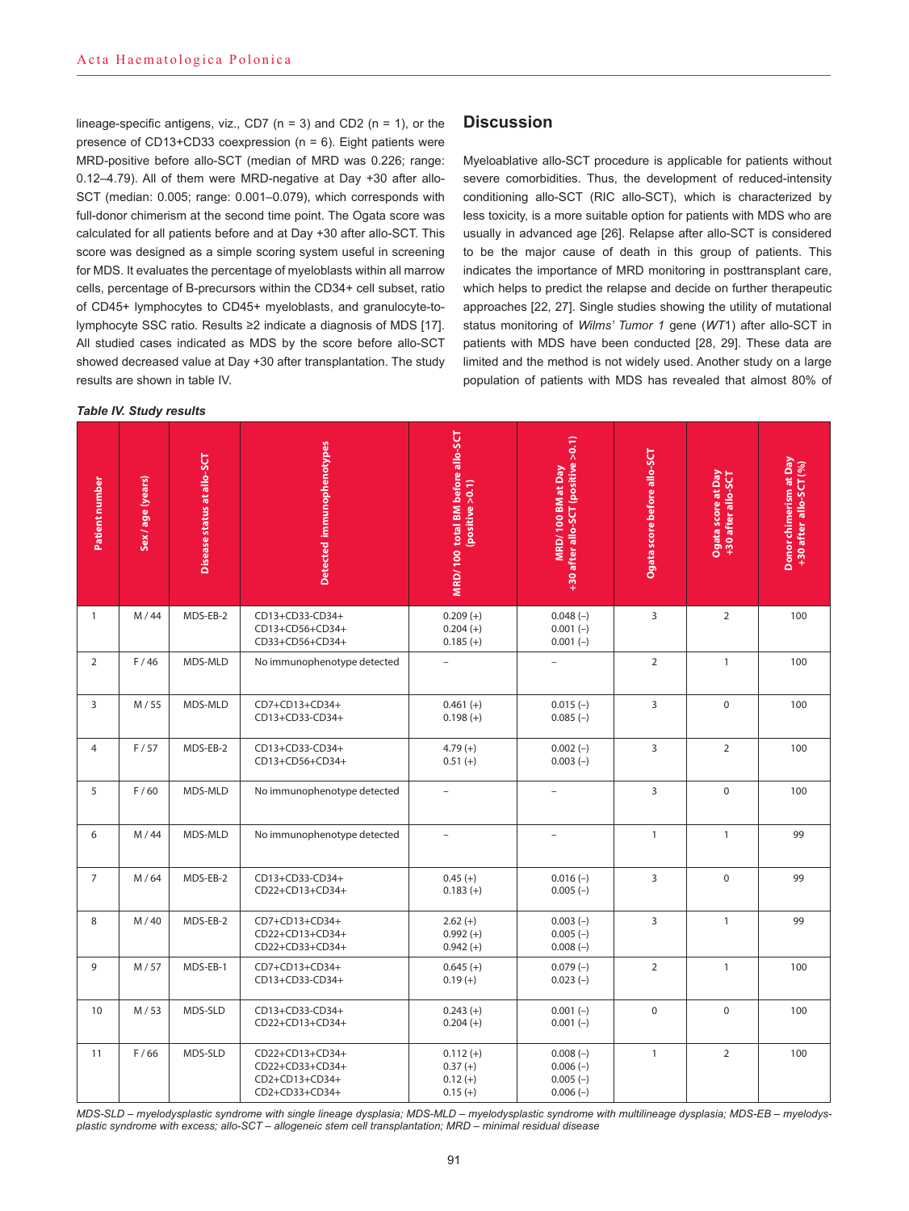lineage-specific antigens, viz., CD7 (n = 3) and CD2 (n = 1), or the presence of CD13+CD33 coexpression (n = 6). Eight patients were MRD-positive before allo-SCT (median of MRD was 0.226; range: 0.12–4.79). All of them were MRD-negative at Day +30 after allo-SCT (median: 0.005; range: 0.001–0.079), which corresponds with full-donor chimerism at the second time point. The Ogata score was calculated for all patients before and at Day +30 after allo-SCT. This score was designed as a simple scoring system useful in screening for MDS. It evaluates the percentage of myeloblasts within all marrow cells, percentage of B-precursors within the CD34+ cell subset, ratio of CD45+ lymphocytes to CD45+ myeloblasts, and granulocyte-to-lymphocyte SSC ratio. Results ≥2 indicate a diagnosis of MDS [17]. All studied cases indicated as MDS by the score before allo-SCT showed decreased value at Day +30 after transplantation. The study results are shown in table IV.

## Discussion

Myeloablative allo-SCT procedure is applicable for patients without severe comorbidities. Thus, the development of reduced-intensity conditioning allo-SCT (RIC allo-SCT), which is characterized by less toxicity, is a more suitable option for patients with MDS who are usually in advanced age [26]. Relapse after allo-SCT is considered to be the major cause of death in this group of patients. This indicates the importance of MRD monitoring in posttransplant care, which helps to predict the relapse and decide on further therapeutic approaches [22, 27]. Single studies showing the utility of mutational status monitoring of *Wilms' Tumor 1* gene (*WT*1) after allo-SCT in patients with MDS have been conducted [28, 29]. These data are limited and the method is not widely used. Another study on a large population of patients with MDS has revealed that almost 80% of

***Table IV. Study results***

| Patient number | Sex / age (years) | Disease status at allo-SCT | Detected immunophenotypes | MRD/ 100 total BM before allo-SCT (positive >0.1) | MRD/ 100 BM at Day +30 after allo-SCT (positive >0.1) | Ogata score before allo-SCT | Ogata score at Day +30 after allo-SCT | Donor chimerism at Day +30 after allo-SCT (%) |
|---|---|---|---|---|---|---|---|---|
| 1 | M / 44 | MDS-EB-2 | CD13+CD33-CD34+<br>CD13+CD56+CD34+<br>CD33+CD56+CD34+ | 0.209 (+)<br>0.204 (+)<br>0.185 (+) | 0.048 (–)<br>0.001 (–)<br>0.001 (–) | 3 | 2 | 100 |
| 2 | F / 46 | MDS-MLD | No immunophenotype detected | – | – | 2 | 1 | 100 |
| 3 | M / 55 | MDS-MLD | CD7+CD13+CD34+<br>CD13+CD33-CD34+ | 0.461 (+)<br>0.198 (+) | 0.015 (–)<br>0.085 (–) | 3 | 0 | 100 |
| 4 | F / 57 | MDS-EB-2 | CD13+CD33-CD34+<br>CD13+CD56+CD34+ | 4.79 (+)<br>0.51 (+) | 0.002 (–)<br>0.003 (–) | 3 | 2 | 100 |
| 5 | F / 60 | MDS-MLD | No immunophenotype detected | – | – | 3 | 0 | 100 |
| 6 | M / 44 | MDS-MLD | No immunophenotype detected | – | – | 1 | 1 | 99 |
| 7 | M / 64 | MDS-EB-2 | CD13+CD33-CD34+<br>CD22+CD13+CD34+ | 0.45 (+)<br>0.183 (+) | 0.016 (–)<br>0.005 (–) | 3 | 0 | 99 |
| 8 | M / 40 | MDS-EB-2 | CD7+CD13+CD34+<br>CD22+CD13+CD34+<br>CD22+CD33+CD34+ | 2.62 (+)<br>0.992 (+)<br>0.942 (+) | 0.003 (–)<br>0.005 (–)<br>0.008 (–) | 3 | 1 | 99 |
| 9 | M / 57 | MDS-EB-1 | CD7+CD13+CD34+<br>CD13+CD33-CD34+ | 0.645 (+)<br>0.19 (+) | 0.079 (–)<br>0.023 (–) | 2 | 1 | 100 |
| 10 | M / 53 | MDS-SLD | CD13+CD33-CD34+<br>CD22+CD13+CD34+ | 0.243 (+)<br>0.204 (+) | 0.001 (–)<br>0.001 (–) | 0 | 0 | 100 |
| 11 | F / 66 | MDS-SLD | CD22+CD13+CD34+<br>CD22+CD33+CD34+<br>CD2+CD13+CD34+<br>CD2+CD33+CD34+ | 0.112 (+)<br>0.37 (+)<br>0.12 (+)<br>0.15 (+) | 0.008 (–)<br>0.006 (–)<br>0.005 (–)<br>0.006 (–) | 1 | 2 | 100 |

*MDS-SLD – myelodysplastic syndrome with single lineage dysplasia; MDS-MLD – myelodysplastic syndrome with multilineage dysplasia; MDS-EB – myelodysplastic syndrome with excess; allo-SCT – allogeneic stem cell transplantation; MRD – minimal residual disease*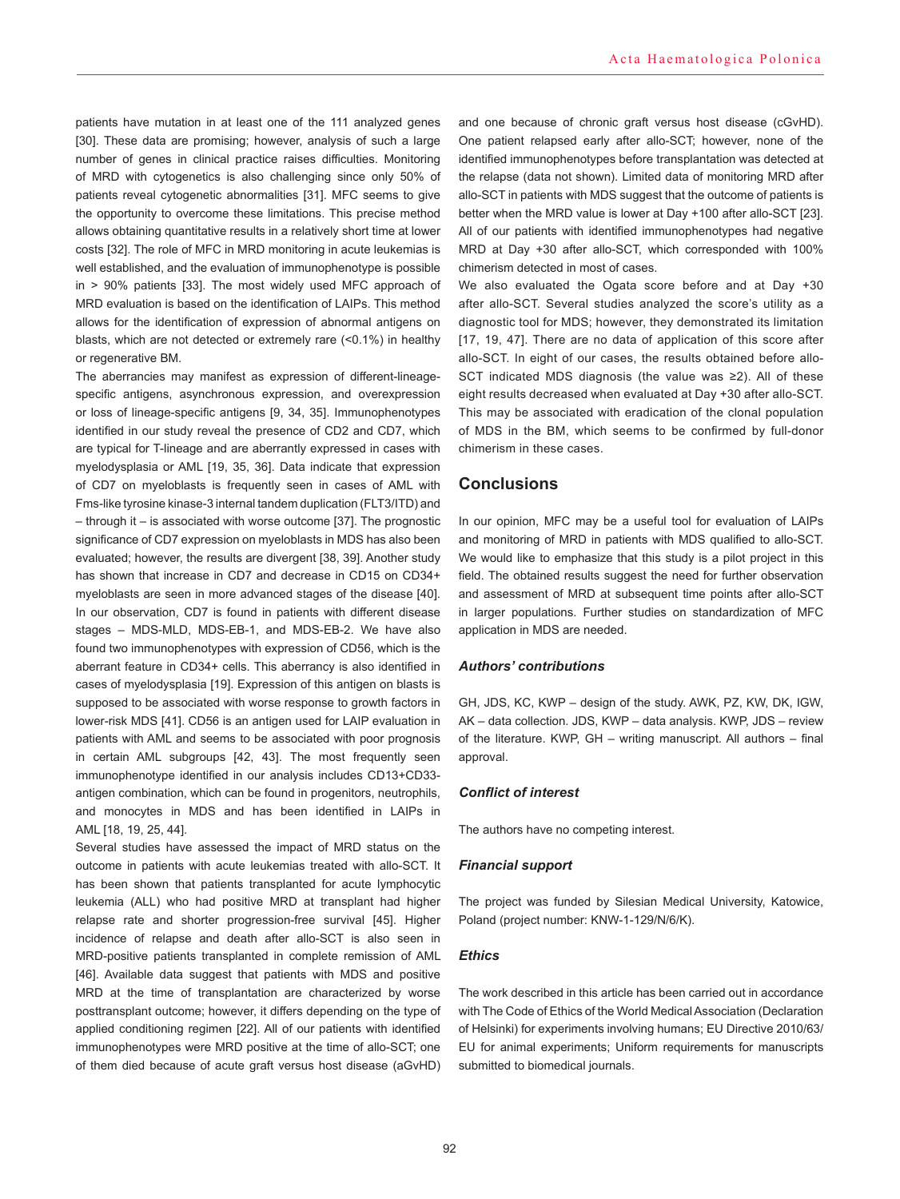patients have mutation in at least one of the 111 analyzed genes [30]. These data are promising; however, analysis of such a large number of genes in clinical practice raises difficulties. Monitoring of MRD with cytogenetics is also challenging since only 50% of patients reveal cytogenetic abnormalities [31]. MFC seems to give the opportunity to overcome these limitations. This precise method allows obtaining quantitative results in a relatively short time at lower costs [32]. The role of MFC in MRD monitoring in acute leukemias is well established, and the evaluation of immunophenotype is possible in > 90% patients [33]. The most widely used MFC approach of MRD evaluation is based on the identification of LAIPs. This method allows for the identification of expression of abnormal antigens on blasts, which are not detected or extremely rare (<0.1%) in healthy or regenerative BM.

The aberrancies may manifest as expression of different-lineage-specific antigens, asynchronous expression, and overexpression or loss of lineage-specific antigens [9, 34, 35]. Immunophenotypes identified in our study reveal the presence of CD2 and CD7, which are typical for T-lineage and are aberrantly expressed in cases with myelodysplasia or AML [19, 35, 36]. Data indicate that expression of CD7 on myeloblasts is frequently seen in cases of AML with Fms-like tyrosine kinase-3 internal tandem duplication (FLT3/ITD) and – through it – is associated with worse outcome [37]. The prognostic significance of CD7 expression on myeloblasts in MDS has also been evaluated; however, the results are divergent [38, 39]. Another study has shown that increase in CD7 and decrease in CD15 on CD34+ myeloblasts are seen in more advanced stages of the disease [40]. In our observation, CD7 is found in patients with different disease stages – MDS-MLD, MDS-EB-1, and MDS-EB-2. We have also found two immunophenotypes with expression of CD56, which is the aberrant feature in CD34+ cells. This aberrancy is also identified in cases of myelodysplasia [19]. Expression of this antigen on blasts is supposed to be associated with worse response to growth factors in lower-risk MDS [41]. CD56 is an antigen used for LAIP evaluation in patients with AML and seems to be associated with poor prognosis in certain AML subgroups [42, 43]. The most frequently seen immunophenotype identified in our analysis includes CD13+CD33-antigen combination, which can be found in progenitors, neutrophils, and monocytes in MDS and has been identified in LAIPs in AML [18, 19, 25, 44].

Several studies have assessed the impact of MRD status on the outcome in patients with acute leukemias treated with allo-SCT. It has been shown that patients transplanted for acute lymphocytic leukemia (ALL) who had positive MRD at transplant had higher relapse rate and shorter progression-free survival [45]. Higher incidence of relapse and death after allo-SCT is also seen in MRD-positive patients transplanted in complete remission of AML [46]. Available data suggest that patients with MDS and positive MRD at the time of transplantation are characterized by worse posttransplant outcome; however, it differs depending on the type of applied conditioning regimen [22]. All of our patients with identified immunophenotypes were MRD positive at the time of allo-SCT; one of them died because of acute graft versus host disease (aGvHD) and one because of chronic graft versus host disease (cGvHD). One patient relapsed early after allo-SCT; however, none of the identified immunophenotypes before transplantation was detected at the relapse (data not shown). Limited data of monitoring MRD after allo-SCT in patients with MDS suggest that the outcome of patients is better when the MRD value is lower at Day +100 after allo-SCT [23]. All of our patients with identified immunophenotypes had negative MRD at Day +30 after allo-SCT, which corresponded with 100% chimerism detected in most of cases.

We also evaluated the Ogata score before and at Day +30 after allo-SCT. Several studies analyzed the score's utility as a diagnostic tool for MDS; however, they demonstrated its limitation [17, 19, 47]. There are no data of application of this score after allo-SCT. In eight of our cases, the results obtained before allo-SCT indicated MDS diagnosis (the value was ≥2). All of these eight results decreased when evaluated at Day +30 after allo-SCT. This may be associated with eradication of the clonal population of MDS in the BM, which seems to be confirmed by full-donor chimerism in these cases.

## Conclusions

In our opinion, MFC may be a useful tool for evaluation of LAIPs and monitoring of MRD in patients with MDS qualified to allo-SCT. We would like to emphasize that this study is a pilot project in this field. The obtained results suggest the need for further observation and assessment of MRD at subsequent time points after allo-SCT in larger populations. Further studies on standardization of MFC application in MDS are needed.

### *Authors' contributions*

GH, JDS, KC, KWP – design of the study. AWK, PZ, KW, DK, IGW, AK – data collection. JDS, KWP – data analysis. KWP, JDS – review of the literature. KWP, GH – writing manuscript. All authors – final approval.

### *Conflict of interest*

The authors have no competing interest.

### *Financial support*

The project was funded by Silesian Medical University, Katowice, Poland (project number: KNW-1-129/N/6/K).

### *Ethics*

The work described in this article has been carried out in accordance with The Code of Ethics of the World Medical Association (Declaration of Helsinki) for experiments involving humans; EU Directive 2010/63/EU for animal experiments; Uniform requirements for manuscripts submitted to biomedical journals.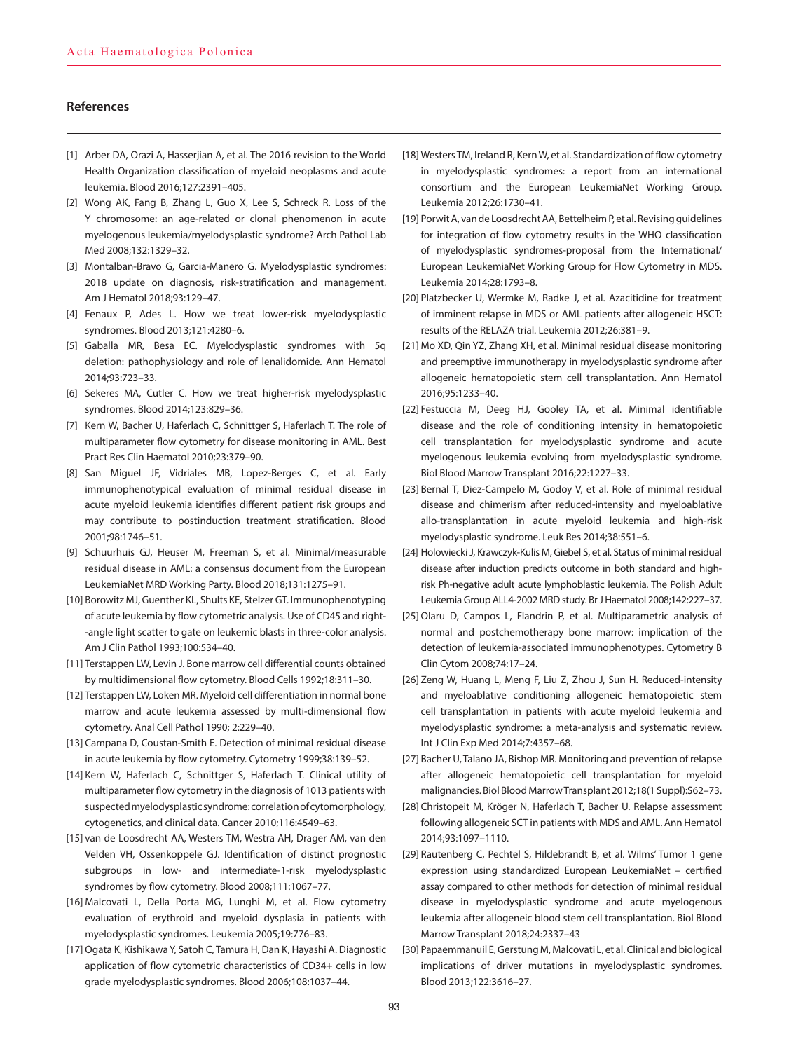## References

[1] Arber DA, Orazi A, Hasserjian A, et al. The 2016 revision to the World Health Organization classification of myeloid neoplasms and acute leukemia. Blood 2016;127:2391–405.

[2] Wong AK, Fang B, Zhang L, Guo X, Lee S, Schreck R. Loss of the Y chromosome: an age-related or clonal phenomenon in acute myelogenous leukemia/myelodysplastic syndrome? Arch Pathol Lab Med 2008;132:1329–32.

[3] Montalban-Bravo G, Garcia-Manero G. Myelodysplastic syndromes: 2018 update on diagnosis, risk-stratification and management. Am J Hematol 2018;93:129–47.

[4] Fenaux P, Ades L. How we treat lower-risk myelodysplastic syndromes. Blood 2013;121:4280–6.

[5] Gaballa MR, Besa EC. Myelodysplastic syndromes with 5q deletion: pathophysiology and role of lenalidomide. Ann Hematol 2014;93:723–33.

[6] Sekeres MA, Cutler C. How we treat higher-risk myelodysplastic syndromes. Blood 2014;123:829–36.

[7] Kern W, Bacher U, Haferlach C, Schnittger S, Haferlach T. The role of multiparameter flow cytometry for disease monitoring in AML. Best Pract Res Clin Haematol 2010;23:379–90.

[8] San Miguel JF, Vidriales MB, Lopez-Berges C, et al. Early immunophenotypical evaluation of minimal residual disease in acute myeloid leukemia identifies different patient risk groups and may contribute to postinduction treatment stratification. Blood 2001;98:1746–51.

[9] Schuurhuis GJ, Heuser M, Freeman S, et al. Minimal/measurable residual disease in AML: a consensus document from the European LeukemiaNet MRD Working Party. Blood 2018;131:1275–91.

[10] Borowitz MJ, Guenther KL, Shults KE, Stelzer GT. Immunophenotyping of acute leukemia by flow cytometric analysis. Use of CD45 and right-angle light scatter to gate on leukemic blasts in three-color analysis. Am J Clin Pathol 1993;100:534–40.

[11] Terstappen LW, Levin J. Bone marrow cell differential counts obtained by multidimensional flow cytometry. Blood Cells 1992;18:311–30.

[12] Terstappen LW, Loken MR. Myeloid cell differentiation in normal bone marrow and acute leukemia assessed by multi-dimensional flow cytometry. Anal Cell Pathol 1990; 2:229–40.

[13] Campana D, Coustan-Smith E. Detection of minimal residual disease in acute leukemia by flow cytometry. Cytometry 1999;38:139–52.

[14] Kern W, Haferlach C, Schnittger S, Haferlach T. Clinical utility of multiparameter flow cytometry in the diagnosis of 1013 patients with suspected myelodysplastic syndrome: correlation of cytomorphology, cytogenetics, and clinical data. Cancer 2010;116:4549–63.

[15] van de Loosdrecht AA, Westers TM, Westra AH, Drager AM, van den Velden VH, Ossenkoppele GJ. Identification of distinct prognostic subgroups in low- and intermediate-1-risk myelodysplastic syndromes by flow cytometry. Blood 2008;111:1067–77.

[16] Malcovati L, Della Porta MG, Lunghi M, et al. Flow cytometry evaluation of erythroid and myeloid dysplasia in patients with myelodysplastic syndromes. Leukemia 2005;19:776–83.

[17] Ogata K, Kishikawa Y, Satoh C, Tamura H, Dan K, Hayashi A. Diagnostic application of flow cytometric characteristics of CD34+ cells in low grade myelodysplastic syndromes. Blood 2006;108:1037–44.

[18] Westers TM, Ireland R, Kern W, et al. Standardization of flow cytometry in myelodysplastic syndromes: a report from an international consortium and the European LeukemiaNet Working Group. Leukemia 2012;26:1730–41.

[19] Porwit A, van de Loosdrecht AA, Bettelheim P, et al. Revising guidelines for integration of flow cytometry results in the WHO classification of myelodysplastic syndromes-proposal from the International/European LeukemiaNet Working Group for Flow Cytometry in MDS. Leukemia 2014;28:1793–8.

[20] Platzbecker U, Wermke M, Radke J, et al. Azacitidine for treatment of imminent relapse in MDS or AML patients after allogeneic HSCT: results of the RELAZA trial. Leukemia 2012;26:381–9.

[21] Mo XD, Qin YZ, Zhang XH, et al. Minimal residual disease monitoring and preemptive immunotherapy in myelodysplastic syndrome after allogeneic hematopoietic stem cell transplantation. Ann Hematol 2016;95:1233–40.

[22] Festuccia M, Deeg HJ, Gooley TA, et al. Minimal identifiable disease and the role of conditioning intensity in hematopoietic cell transplantation for myelodysplastic syndrome and acute myelogenous leukemia evolving from myelodysplastic syndrome. Biol Blood Marrow Transplant 2016;22:1227–33.

[23] Bernal T, Diez-Campelo M, Godoy V, et al. Role of minimal residual disease and chimerism after reduced-intensity and myeloablative allo-transplantation in acute myeloid leukemia and high-risk myelodysplastic syndrome. Leuk Res 2014;38:551–6.

[24] Holowiecki J, Krawczyk-Kulis M, Giebel S, et al. Status of minimal residual disease after induction predicts outcome in both standard and high-risk Ph-negative adult acute lymphoblastic leukemia. The Polish Adult Leukemia Group ALL4-2002 MRD study. Br J Haematol 2008;142:227–37.

[25] Olaru D, Campos L, Flandrin P, et al. Multiparametric analysis of normal and postchemotherapy bone marrow: implication of the detection of leukemia-associated immunophenotypes. Cytometry B Clin Cytom 2008;74:17–24.

[26] Zeng W, Huang L, Meng F, Liu Z, Zhou J, Sun H. Reduced-intensity and myeloablative conditioning allogeneic hematopoietic stem cell transplantation in patients with acute myeloid leukemia and myelodysplastic syndrome: a meta-analysis and systematic review. Int J Clin Exp Med 2014;7:4357–68.

[27] Bacher U, Talano JA, Bishop MR. Monitoring and prevention of relapse after allogeneic hematopoietic cell transplantation for myeloid malignancies. Biol Blood Marrow Transplant 2012;18(1 Suppl):S62–73.

[28] Christopeit M, Kröger N, Haferlach T, Bacher U. Relapse assessment following allogeneic SCT in patients with MDS and AML. Ann Hematol 2014;93:1097–1110.

[29] Rautenberg C, Pechtel S, Hildebrandt B, et al. Wilms' Tumor 1 gene expression using standardized European LeukemiaNet – certified assay compared to other methods for detection of minimal residual disease in myelodysplastic syndrome and acute myelogenous leukemia after allogeneic blood stem cell transplantation. Biol Blood Marrow Transplant 2018;24:2337–43

[30] Papaemmanuil E, Gerstung M, Malcovati L, et al. Clinical and biological implications of driver mutations in myelodysplastic syndromes. Blood 2013;122:3616–27.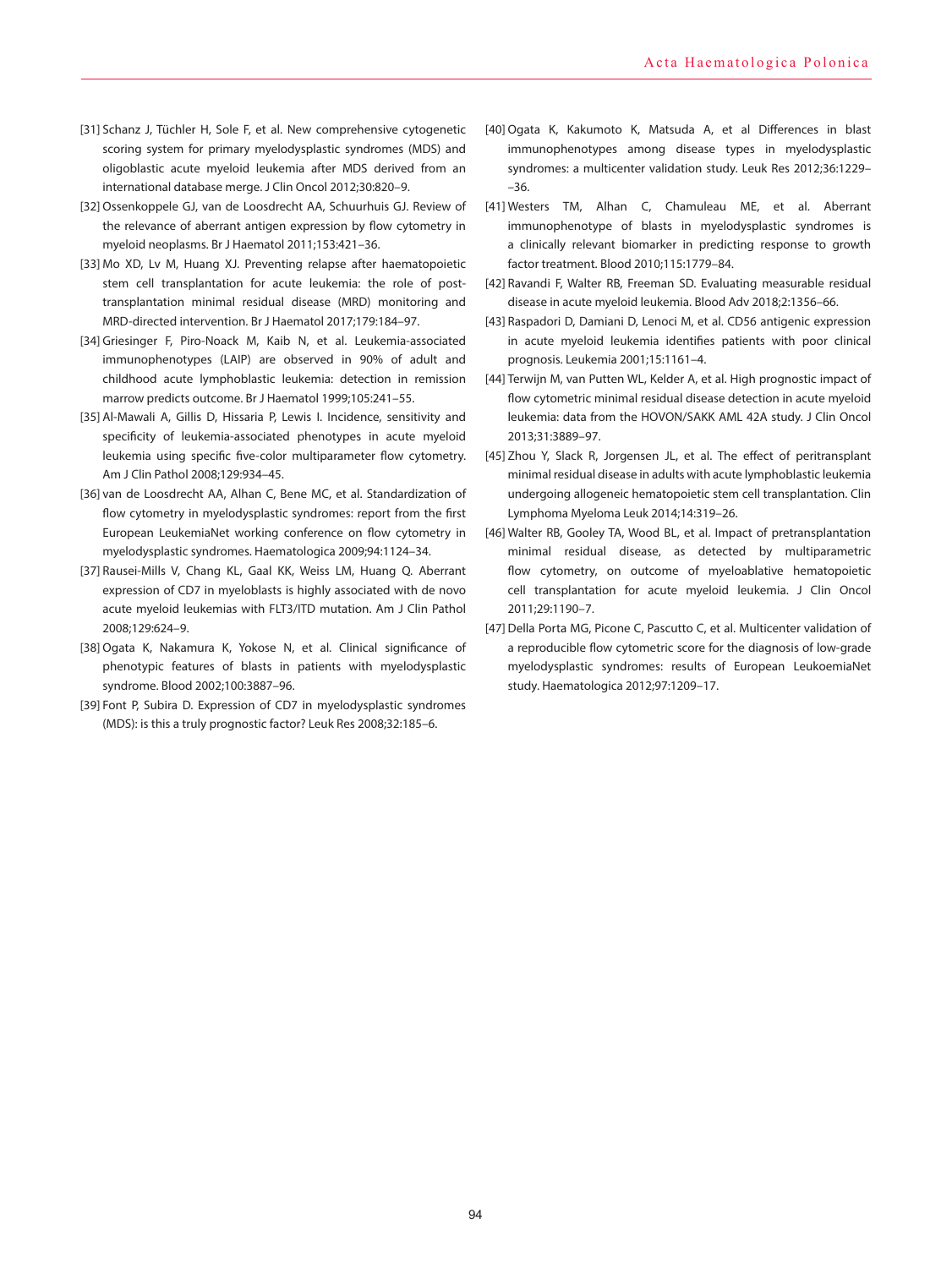[31] Schanz J, Tüchler H, Sole F, et al. New comprehensive cytogenetic scoring system for primary myelodysplastic syndromes (MDS) and oligoblastic acute myeloid leukemia after MDS derived from an international database merge. J Clin Oncol 2012;30:820–9.

[32] Ossenkoppele GJ, van de Loosdrecht AA, Schuurhuis GJ. Review of the relevance of aberrant antigen expression by flow cytometry in myeloid neoplasms. Br J Haematol 2011;153:421–36.

[33] Mo XD, Lv M, Huang XJ. Preventing relapse after haematopoietic stem cell transplantation for acute leukemia: the role of post-transplantation minimal residual disease (MRD) monitoring and MRD-directed intervention. Br J Haematol 2017;179:184–97.

[34] Griesinger F, Piro-Noack M, Kaib N, et al. Leukemia-associated immunophenotypes (LAIP) are observed in 90% of adult and childhood acute lymphoblastic leukemia: detection in remission marrow predicts outcome. Br J Haematol 1999;105:241–55.

[35] Al-Mawali A, Gillis D, Hissaria P, Lewis I. Incidence, sensitivity and specificity of leukemia-associated phenotypes in acute myeloid leukemia using specific five-color multiparameter flow cytometry. Am J Clin Pathol 2008;129:934–45.

[36] van de Loosdrecht AA, Alhan C, Bene MC, et al. Standardization of flow cytometry in myelodysplastic syndromes: report from the first European LeukemiaNet working conference on flow cytometry in myelodysplastic syndromes. Haematologica 2009;94:1124–34.

[37] Rausei-Mills V, Chang KL, Gaal KK, Weiss LM, Huang Q. Aberrant expression of CD7 in myeloblasts is highly associated with de novo acute myeloid leukemias with FLT3/ITD mutation. Am J Clin Pathol 2008;129:624–9.

[38] Ogata K, Nakamura K, Yokose N, et al. Clinical significance of phenotypic features of blasts in patients with myelodysplastic syndrome. Blood 2002;100:3887–96.

[39] Font P, Subira D. Expression of CD7 in myelodysplastic syndromes (MDS): is this a truly prognostic factor? Leuk Res 2008;32:185–6.

[40] Ogata K, Kakumoto K, Matsuda A, et al Differences in blast immunophenotypes among disease types in myelodysplastic syndromes: a multicenter validation study. Leuk Res 2012;36:1229––36.

[41] Westers TM, Alhan C, Chamuleau ME, et al. Aberrant immunophenotype of blasts in myelodysplastic syndromes is a clinically relevant biomarker in predicting response to growth factor treatment. Blood 2010;115:1779–84.

[42] Ravandi F, Walter RB, Freeman SD. Evaluating measurable residual disease in acute myeloid leukemia. Blood Adv 2018;2:1356–66.

[43] Raspadori D, Damiani D, Lenoci M, et al. CD56 antigenic expression in acute myeloid leukemia identifies patients with poor clinical prognosis. Leukemia 2001;15:1161–4.

[44] Terwijn M, van Putten WL, Kelder A, et al. High prognostic impact of flow cytometric minimal residual disease detection in acute myeloid leukemia: data from the HOVON/SAKK AML 42A study. J Clin Oncol 2013;31:3889–97.

[45] Zhou Y, Slack R, Jorgensen JL, et al. The effect of peritransplant minimal residual disease in adults with acute lymphoblastic leukemia undergoing allogeneic hematopoietic stem cell transplantation. Clin Lymphoma Myeloma Leuk 2014;14:319–26.

[46] Walter RB, Gooley TA, Wood BL, et al. Impact of pretransplantation minimal residual disease, as detected by multiparametric flow cytometry, on outcome of myeloablative hematopoietic cell transplantation for acute myeloid leukemia. J Clin Oncol 2011;29:1190–7.

[47] Della Porta MG, Picone C, Pascutto C, et al. Multicenter validation of a reproducible flow cytometric score for the diagnosis of low-grade myelodysplastic syndromes: results of European LeukoemiaNet study. Haematologica 2012;97:1209–17.